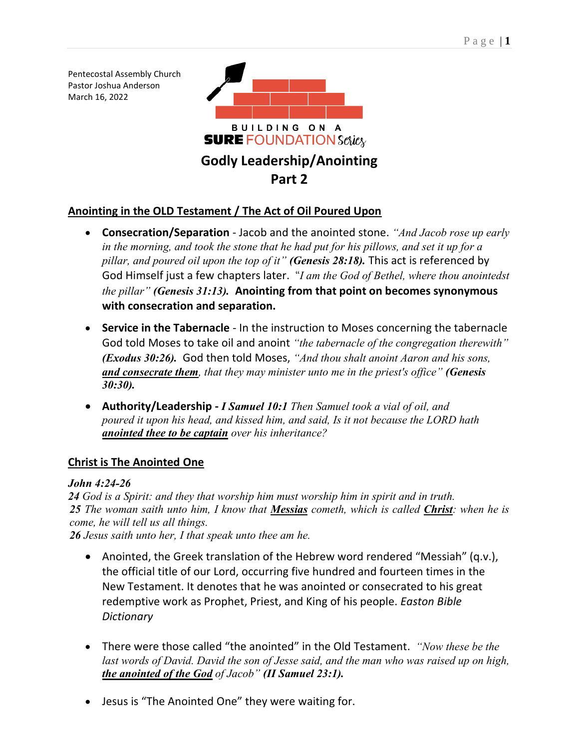Pentecostal Assembly Church
Pastor Joshua Anderson
March 16, 2022

BUILDING ON A
**SURE** FOUNDATION *Series*

# Godly Leadership/Anointing
# Part 2

## Anointing in the OLD Testament / The Act of Oil Poured Upon

- **Consecration/Separation** - Jacob and the anointed stone. *"And Jacob rose up early in the morning, and took the stone that he had put for his pillows, and set it up for a pillar, and poured oil upon the top of it"* ***(Genesis 28:18).*** This act is referenced by God Himself just a few chapters later. *"I am the God of Bethel, where thou anointedst the pillar"* ***(Genesis 31:13).*** **Anointing from that point on becomes synonymous with consecration and separation.**

- **Service in the Tabernacle** - In the instruction to Moses concerning the tabernacle God told Moses to take oil and anoint *"the tabernacle of the congregation therewith"* ***(Exodus 30:26).*** God then told Moses, *"And thou shalt anoint Aaron and his sons,* ***and consecrate them****, that they may minister unto me in the priest's office"* ***(Genesis 30:30).***

- **Authority/Leadership -** ***I Samuel 10:1*** *Then Samuel took a vial of oil, and poured it upon his head, and kissed him, and said, Is it not because the LORD hath* ***anointed thee to be captain*** *over his inheritance?*

## Christ is The Anointed One

***John 4:24-26***
***24*** *God is a Spirit: and they that worship him must worship him in spirit and in truth.*
***25*** *The woman saith unto him, I know that* ***Messias*** *cometh, which is called* ***Christ****: when he is come, he will tell us all things.*
***26*** *Jesus saith unto her, I that speak unto thee am he.*

- Anointed, the Greek translation of the Hebrew word rendered "Messiah" (q.v.), the official title of our Lord, occurring five hundred and fourteen times in the New Testament. It denotes that he was anointed or consecrated to his great redemptive work as Prophet, Priest, and King of his people. *Easton Bible Dictionary*

- There were those called "the anointed" in the Old Testament. *"Now these be the last words of David. David the son of Jesse said, and the man who was raised up on high,* ***the anointed of the God*** *of Jacob"* ***(II Samuel 23:1).***

- Jesus is "The Anointed One" they were waiting for.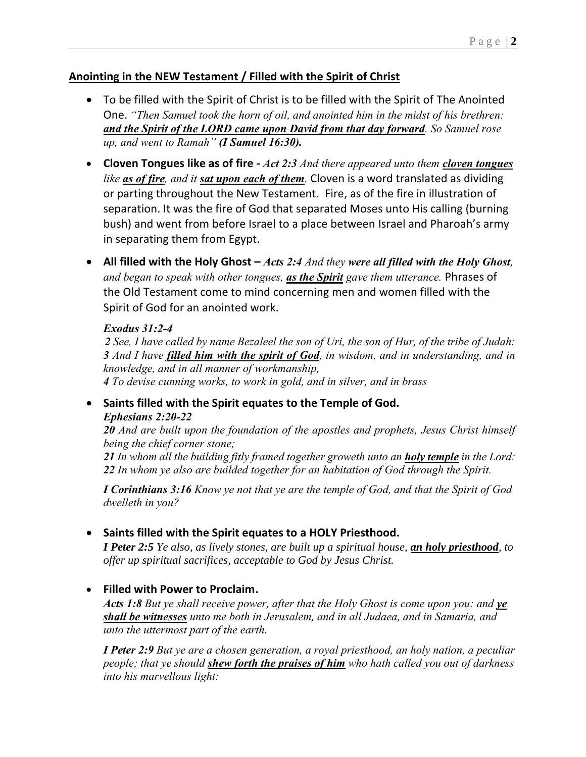## <u>Anointing in the NEW Testament / Filled with the Spirit of Christ</u>

- To be filled with the Spirit of Christ is to be filled with the Spirit of The Anointed One. *"Then Samuel took the horn of oil, and anointed him in the midst of his brethren:* ***<u>and the Spirit of the LORD came upon David from that day forward</u>****. So Samuel rose up, and went to Ramah"* ***(I Samuel 16:30).***

- **Cloven Tongues like as of fire -** *Act 2:3 And there appeared unto them* ***<u>cloven tongues</u>*** *like* ***<u>as of fire</u>****, and it* ***<u>sat upon each of them</u>****.* Cloven is a word translated as dividing or parting throughout the New Testament. Fire, as of the fire in illustration of separation. It was the fire of God that separated Moses unto His calling (burning bush) and went from before Israel to a place between Israel and Pharoah's army in separating them from Egypt.

- **All filled with the Holy Ghost –** *Acts 2:4 And they* ***were all filled with the Holy Ghost****, and began to speak with other tongues,* ***<u>as the Spirit</u>*** *gave them utterance.* Phrases of the Old Testament come to mind concerning men and women filled with the Spirit of God for an anointed work.

  ***Exodus 31:2-4***

  ***2*** *See, I have called by name Bezaleel the son of Uri, the son of Hur, of the tribe of Judah:*
  ***3*** *And I have* ***<u>filled him with the spirit of God</u>****, in wisdom, and in understanding, and in knowledge, and in all manner of workmanship,*
  ***4*** *To devise cunning works, to work in gold, and in silver, and in brass*

- **Saints filled with the Spirit equates to the Temple of God.**
  ***Ephesians 2:20-22***

  ***20*** *And are built upon the foundation of the apostles and prophets, Jesus Christ himself being the chief corner stone;*
  ***21*** *In whom all the building fitly framed together groweth unto an* ***<u>holy temple</u>*** *in the Lord:*
  ***22*** *In whom ye also are builded together for an habitation of God through the Spirit.*

  ***I Corinthians 3:16*** *Know ye not that ye are the temple of God, and that the Spirit of God dwelleth in you?*

- **Saints filled with the Spirit equates to a HOLY Priesthood.**
  ***I Peter 2:5*** *Ye also, as lively stones, are built up a spiritual house,* ***<u>an holy priesthood</u>****, to offer up spiritual sacrifices, acceptable to God by Jesus Christ.*

- **Filled with Power to Proclaim.**
  ***Acts 1:8*** *But ye shall receive power, after that the Holy Ghost is come upon you: and* ***<u>ye shall be witnesses</u>*** *unto me both in Jerusalem, and in all Judaea, and in Samaria, and unto the uttermost part of the earth.*

  ***I Peter 2:9*** *But ye are a chosen generation, a royal priesthood, an holy nation, a peculiar people; that ye should* ***<u>shew forth the praises of him</u>*** *who hath called you out of darkness into his marvellous light:*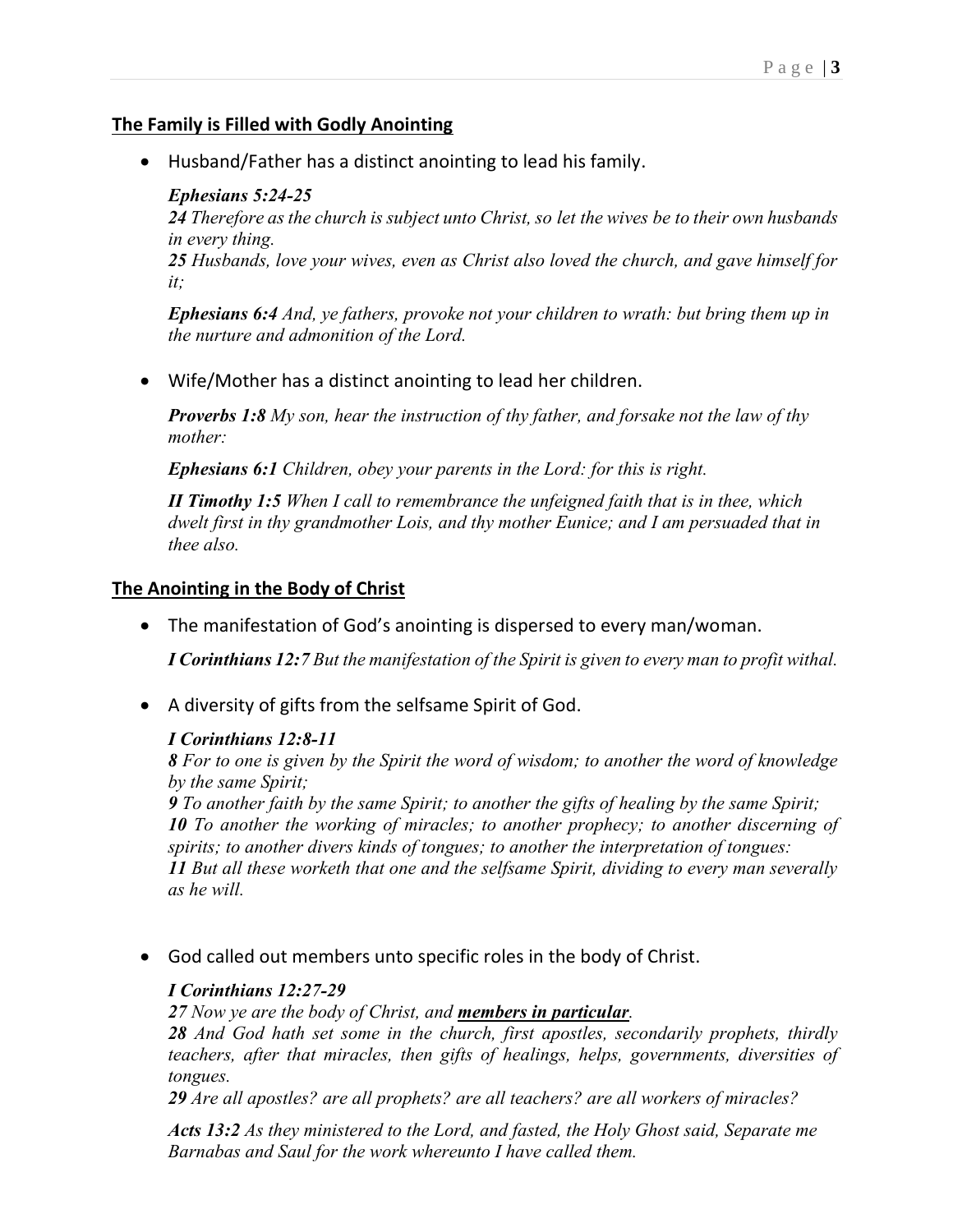## The Family is Filled with Godly Anointing

- Husband/Father has a distinct anointing to lead his family.

  ***Ephesians 5:24-25***
  ***24*** *Therefore as the church is subject unto Christ, so let the wives be to their own husbands in every thing.*
  ***25*** *Husbands, love your wives, even as Christ also loved the church, and gave himself for it;*

  ***Ephesians 6:4*** *And, ye fathers, provoke not your children to wrath: but bring them up in the nurture and admonition of the Lord.*

- Wife/Mother has a distinct anointing to lead her children.

  ***Proverbs 1:8*** *My son, hear the instruction of thy father, and forsake not the law of thy mother:*

  ***Ephesians 6:1*** *Children, obey your parents in the Lord: for this is right.*

  ***II Timothy 1:5*** *When I call to remembrance the unfeigned faith that is in thee, which dwelt first in thy grandmother Lois, and thy mother Eunice; and I am persuaded that in thee also.*

## The Anointing in the Body of Christ

- The manifestation of God's anointing is dispersed to every man/woman.

  ***I Corinthians 12:7*** *But the manifestation of the Spirit is given to every man to profit withal.*

- A diversity of gifts from the selfsame Spirit of God.

  ***I Corinthians 12:8-11***
  ***8*** *For to one is given by the Spirit the word of wisdom; to another the word of knowledge by the same Spirit;*
  ***9*** *To another faith by the same Spirit; to another the gifts of healing by the same Spirit;*
  ***10*** *To another the working of miracles; to another prophecy; to another discerning of spirits; to another divers kinds of tongues; to another the interpretation of tongues:*
  ***11*** *But all these worketh that one and the selfsame Spirit, dividing to every man severally as he will.*

- God called out members unto specific roles in the body of Christ.

  ***I Corinthians 12:27-29***
  ***27*** *Now ye are the body of Christ, and* ***<u>members in particular</u>****.*
  ***28*** *And God hath set some in the church, first apostles, secondarily prophets, thirdly teachers, after that miracles, then gifts of healings, helps, governments, diversities of tongues.*
  ***29*** *Are all apostles? are all prophets? are all teachers? are all workers of miracles?*

  ***Acts 13:2*** *As they ministered to the Lord, and fasted, the Holy Ghost said, Separate me Barnabas and Saul for the work whereunto I have called them.*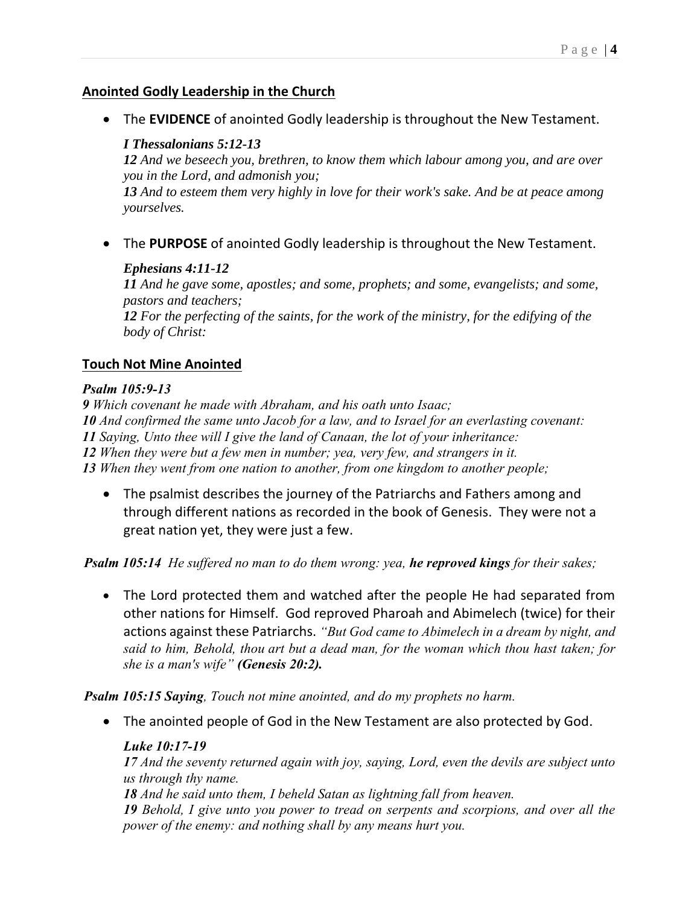## Anointed Godly Leadership in the Church

- The **EVIDENCE** of anointed Godly leadership is throughout the New Testament.

  ***I Thessalonians 5:12-13***
  ***12*** *And we beseech you, brethren, to know them which labour among you, and are over you in the Lord, and admonish you;*
  ***13*** *And to esteem them very highly in love for their work's sake. And be at peace among yourselves.*

- The **PURPOSE** of anointed Godly leadership is throughout the New Testament.

  ***Ephesians 4:11-12***
  ***11*** *And he gave some, apostles; and some, prophets; and some, evangelists; and some, pastors and teachers;*
  ***12*** *For the perfecting of the saints, for the work of the ministry, for the edifying of the body of Christ:*

## Touch Not Mine Anointed

***Psalm 105:9-13***
***9*** *Which covenant he made with Abraham, and his oath unto Isaac;*
***10*** *And confirmed the same unto Jacob for a law, and to Israel for an everlasting covenant:*
***11*** *Saying, Unto thee will I give the land of Canaan, the lot of your inheritance:*
***12*** *When they were but a few men in number; yea, very few, and strangers in it.*
***13*** *When they went from one nation to another, from one kingdom to another people;*

- The psalmist describes the journey of the Patriarchs and Fathers among and through different nations as recorded in the book of Genesis. They were not a great nation yet, they were just a few.

***Psalm 105:14*** *He suffered no man to do them wrong: yea, **he reproved kings** for their sakes;*

- The Lord protected them and watched after the people He had separated from other nations for Himself. God reproved Pharoah and Abimelech (twice) for their actions against these Patriarchs. *"But God came to Abimelech in a dream by night, and said to him, Behold, thou art but a dead man, for the woman which thou hast taken; for she is a man's wife"* ***(Genesis 20:2).***

***Psalm 105:15 Saying****, Touch not mine anointed, and do my prophets no harm.*

- The anointed people of God in the New Testament are also protected by God.

  ***Luke 10:17-19***
  ***17*** *And the seventy returned again with joy, saying, Lord, even the devils are subject unto us through thy name.*
  ***18*** *And he said unto them, I beheld Satan as lightning fall from heaven.*
  ***19*** *Behold, I give unto you power to tread on serpents and scorpions, and over all the power of the enemy: and nothing shall by any means hurt you.*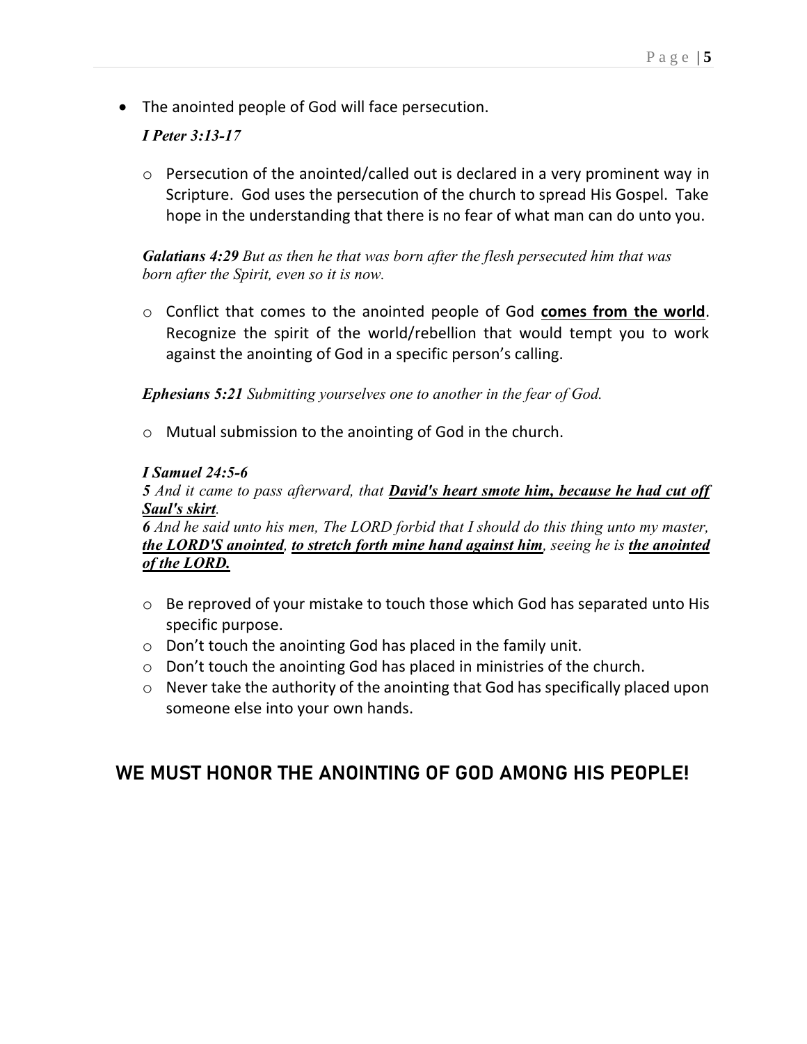- The anointed people of God will face persecution.

  ***I Peter 3:13-17***

  - Persecution of the anointed/called out is declared in a very prominent way in Scripture. God uses the persecution of the church to spread His Gospel. Take hope in the understanding that there is no fear of what man can do unto you.

  ***Galatians 4:29*** *But as then he that was born after the flesh persecuted him that was born after the Spirit, even so it is now.*

  - Conflict that comes to the anointed people of God **<u>comes from the world</u>**. Recognize the spirit of the world/rebellion that would tempt you to work against the anointing of God in a specific person's calling.

  ***Ephesians 5:21*** *Submitting yourselves one to another in the fear of God.*

  - Mutual submission to the anointing of God in the church.

  ***I Samuel 24:5-6***

  ***5*** *And it came to pass afterward, that* ***<u>David's heart smote him, because he had cut off Saul's skirt</u>****.*

  ***6*** *And he said unto his men, The LORD forbid that I should do this thing unto my master,* ***<u>the LORD'S anointed</u>****,* ***<u>to stretch forth mine hand against him</u>****, seeing he is* ***<u>the anointed of the LORD.</u>***

  - Be reproved of your mistake to touch those which God has separated unto His specific purpose.
  - Don't touch the anointing God has placed in the family unit.
  - Don't touch the anointing God has placed in ministries of the church.
  - Never take the authority of the anointing that God has specifically placed upon someone else into your own hands.

## WE MUST HONOR THE ANOINTING OF GOD AMONG HIS PEOPLE!